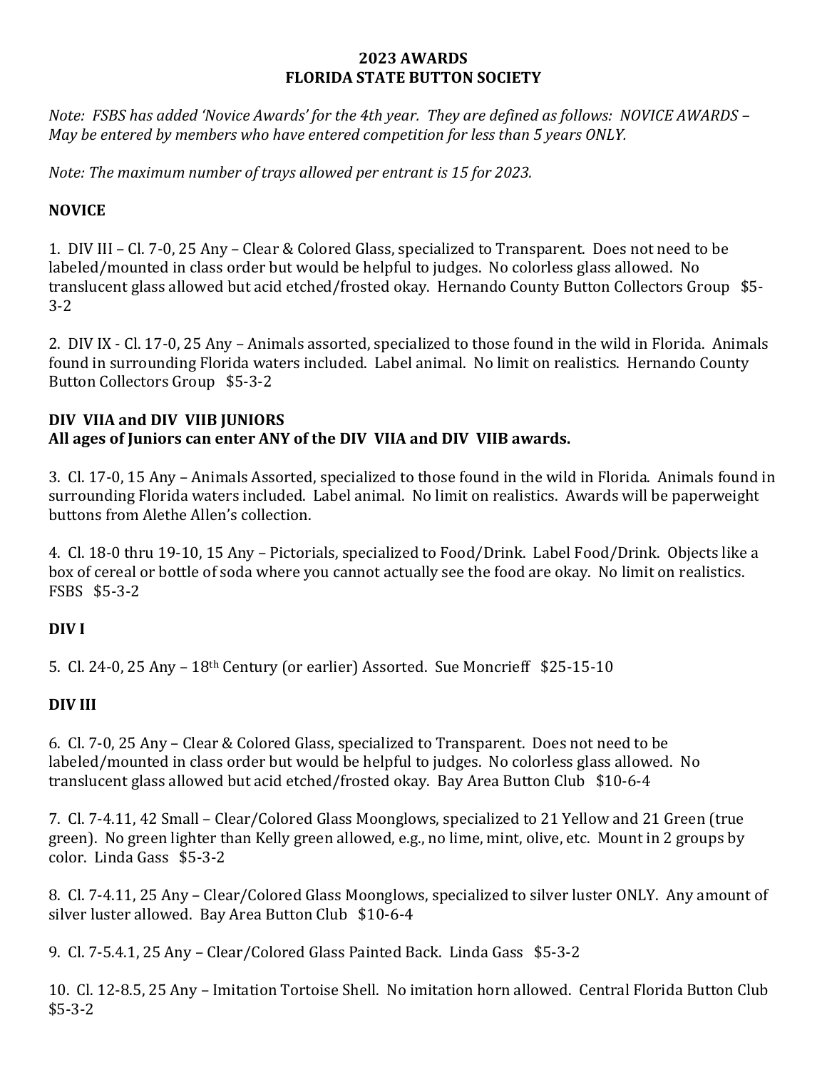**2023 AWARDS**
**FLORIDA STATE BUTTON SOCIETY**

*Note: FSBS has added 'Novice Awards' for the 4th year. They are defined as follows: NOVICE AWARDS – May be entered by members who have entered competition for less than 5 years ONLY.*

*Note: The maximum number of trays allowed per entrant is 15 for 2023.*

**NOVICE**

1. DIV III – Cl. 7-0, 25 Any – Clear & Colored Glass, specialized to Transparent. Does not need to be labeled/mounted in class order but would be helpful to judges. No colorless glass allowed. No translucent glass allowed but acid etched/frosted okay. Hernando County Button Collectors Group $5-3-2

2. DIV IX - Cl. 17-0, 25 Any – Animals assorted, specialized to those found in the wild in Florida. Animals found in surrounding Florida waters included. Label animal. No limit on realistics. Hernando County Button Collectors Group $5-3-2

**DIV VIIA and DIV VIIB JUNIORS**
**All ages of Juniors can enter ANY of the DIV VIIA and DIV VIIB awards.**

3. Cl. 17-0, 15 Any – Animals Assorted, specialized to those found in the wild in Florida. Animals found in surrounding Florida waters included. Label animal. No limit on realistics. Awards will be paperweight buttons from Alethe Allen's collection.

4. Cl. 18-0 thru 19-10, 15 Any – Pictorials, specialized to Food/Drink. Label Food/Drink. Objects like a box of cereal or bottle of soda where you cannot actually see the food are okay. No limit on realistics. FSBS $5-3-2

**DIV I**

5. Cl. 24-0, 25 Any – 18th Century (or earlier) Assorted. Sue Moncrieff $25-15-10

**DIV III**

6. Cl. 7-0, 25 Any – Clear & Colored Glass, specialized to Transparent. Does not need to be labeled/mounted in class order but would be helpful to judges. No colorless glass allowed. No translucent glass allowed but acid etched/frosted okay. Bay Area Button Club $10-6-4

7. Cl. 7-4.11, 42 Small – Clear/Colored Glass Moonglows, specialized to 21 Yellow and 21 Green (true green). No green lighter than Kelly green allowed, e.g., no lime, mint, olive, etc. Mount in 2 groups by color. Linda Gass $5-3-2

8. Cl. 7-4.11, 25 Any – Clear/Colored Glass Moonglows, specialized to silver luster ONLY. Any amount of silver luster allowed. Bay Area Button Club $10-6-4

9. Cl. 7-5.4.1, 25 Any – Clear/Colored Glass Painted Back. Linda Gass $5-3-2

10. Cl. 12-8.5, 25 Any – Imitation Tortoise Shell. No imitation horn allowed. Central Florida Button Club $5-3-2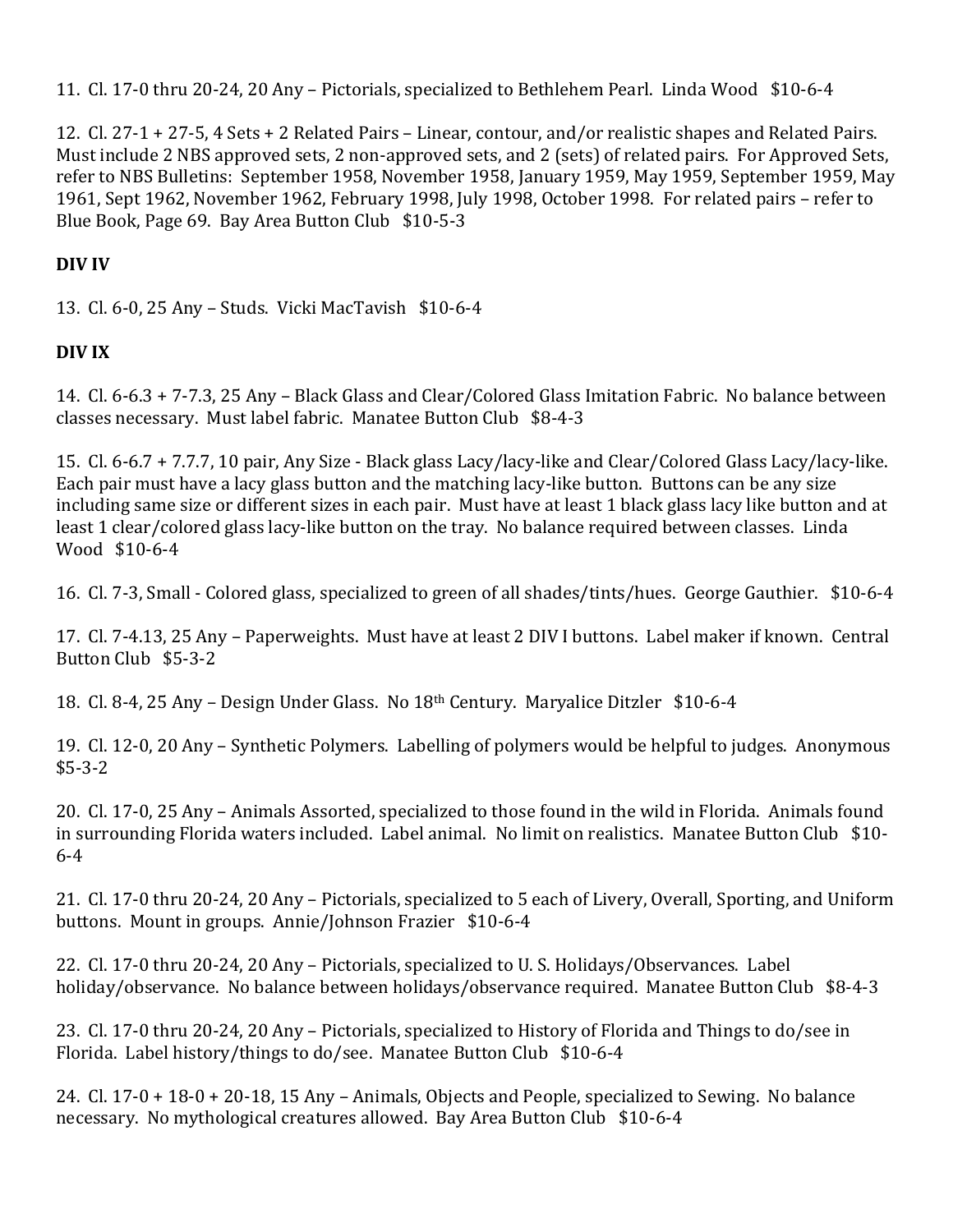11. Cl. 17-0 thru 20-24, 20 Any – Pictorials, specialized to Bethlehem Pearl. Linda Wood $10-6-4

12. Cl. 27-1 + 27-5, 4 Sets + 2 Related Pairs – Linear, contour, and/or realistic shapes and Related Pairs. Must include 2 NBS approved sets, 2 non-approved sets, and 2 (sets) of related pairs. For Approved Sets, refer to NBS Bulletins: September 1958, November 1958, January 1959, May 1959, September 1959, May 1961, Sept 1962, November 1962, February 1998, July 1998, October 1998. For related pairs – refer to Blue Book, Page 69. Bay Area Button Club $10-5-3

**DIV IV**

13. Cl. 6-0, 25 Any – Studs. Vicki MacTavish $10-6-4

**DIV IX**

14. Cl. 6-6.3 + 7-7.3, 25 Any – Black Glass and Clear/Colored Glass Imitation Fabric. No balance between classes necessary. Must label fabric. Manatee Button Club $8-4-3

15. Cl. 6-6.7 + 7.7.7, 10 pair, Any Size - Black glass Lacy/lacy-like and Clear/Colored Glass Lacy/lacy-like. Each pair must have a lacy glass button and the matching lacy-like button. Buttons can be any size including same size or different sizes in each pair. Must have at least 1 black glass lacy like button and at least 1 clear/colored glass lacy-like button on the tray. No balance required between classes. Linda Wood $10-6-4

16. Cl. 7-3, Small - Colored glass, specialized to green of all shades/tints/hues. George Gauthier. $10-6-4

17. Cl. 7-4.13, 25 Any – Paperweights. Must have at least 2 DIV I buttons. Label maker if known. Central Button Club $5-3-2

18. Cl. 8-4, 25 Any – Design Under Glass. No 18th Century. Maryalice Ditzler $10-6-4

19. Cl. 12-0, 20 Any – Synthetic Polymers. Labelling of polymers would be helpful to judges. Anonymous $5-3-2

20. Cl. 17-0, 25 Any – Animals Assorted, specialized to those found in the wild in Florida. Animals found in surrounding Florida waters included. Label animal. No limit on realistics. Manatee Button Club $10-6-4

21. Cl. 17-0 thru 20-24, 20 Any – Pictorials, specialized to 5 each of Livery, Overall, Sporting, and Uniform buttons. Mount in groups. Annie/Johnson Frazier $10-6-4

22. Cl. 17-0 thru 20-24, 20 Any – Pictorials, specialized to U. S. Holidays/Observances. Label holiday/observance. No balance between holidays/observance required. Manatee Button Club $8-4-3

23. Cl. 17-0 thru 20-24, 20 Any – Pictorials, specialized to History of Florida and Things to do/see in Florida. Label history/things to do/see. Manatee Button Club $10-6-4

24. Cl. 17-0 + 18-0 + 20-18, 15 Any – Animals, Objects and People, specialized to Sewing. No balance necessary. No mythological creatures allowed. Bay Area Button Club $10-6-4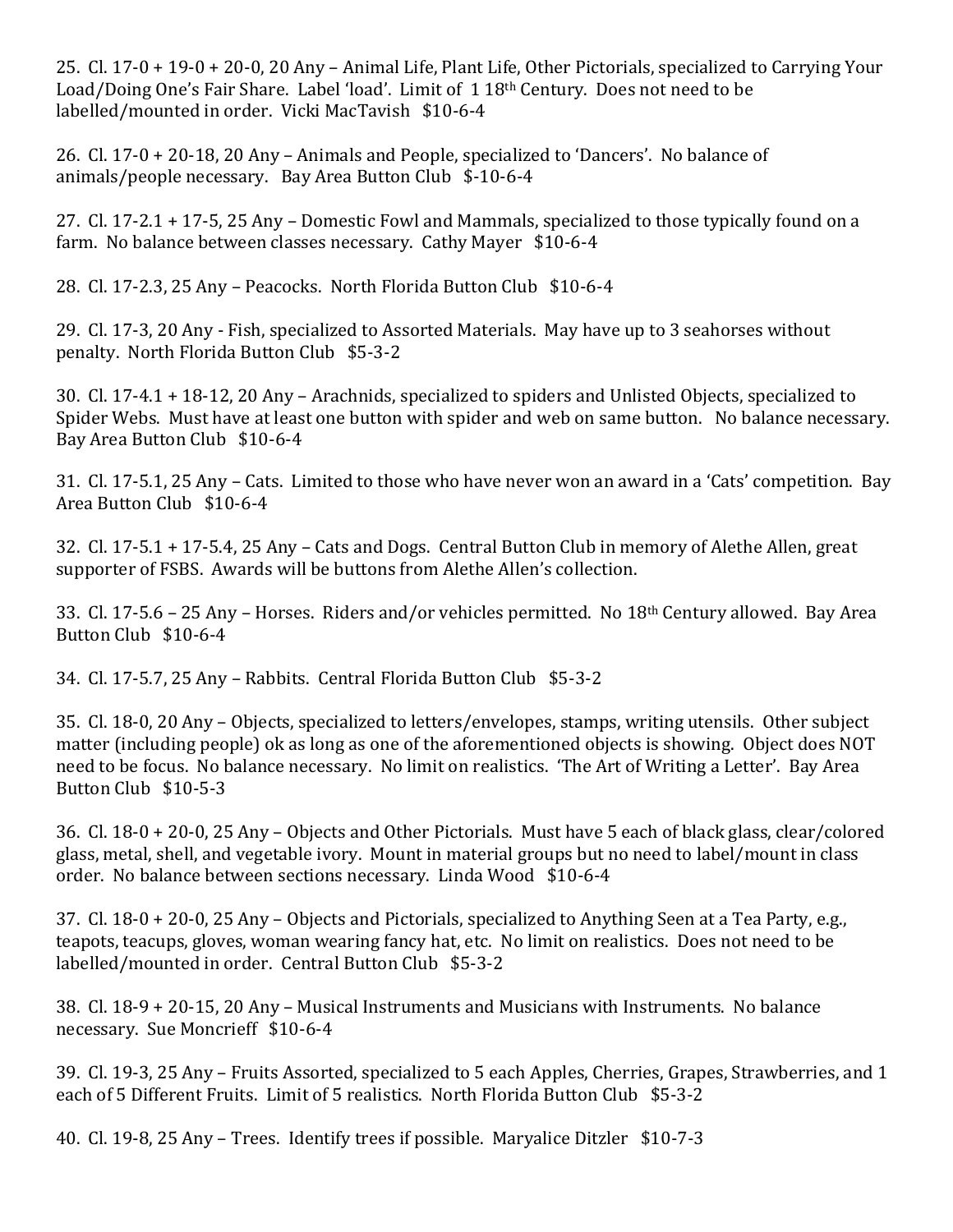25. Cl. 17-0 + 19-0 + 20-0, 20 Any – Animal Life, Plant Life, Other Pictorials, specialized to Carrying Your Load/Doing One's Fair Share. Label 'load'. Limit of 1 18th Century. Does not need to be labelled/mounted in order. Vicki MacTavish $10-6-4

26. Cl. 17-0 + 20-18, 20 Any – Animals and People, specialized to 'Dancers'. No balance of animals/people necessary. Bay Area Button Club $-10-6-4

27. Cl. 17-2.1 + 17-5, 25 Any – Domestic Fowl and Mammals, specialized to those typically found on a farm. No balance between classes necessary. Cathy Mayer $10-6-4

28. Cl. 17-2.3, 25 Any – Peacocks. North Florida Button Club $10-6-4

29. Cl. 17-3, 20 Any - Fish, specialized to Assorted Materials. May have up to 3 seahorses without penalty. North Florida Button Club $5-3-2

30. Cl. 17-4.1 + 18-12, 20 Any – Arachnids, specialized to spiders and Unlisted Objects, specialized to Spider Webs. Must have at least one button with spider and web on same button. No balance necessary. Bay Area Button Club $10-6-4

31. Cl. 17-5.1, 25 Any – Cats. Limited to those who have never won an award in a 'Cats' competition. Bay Area Button Club $10-6-4

32. Cl. 17-5.1 + 17-5.4, 25 Any – Cats and Dogs. Central Button Club in memory of Alethe Allen, great supporter of FSBS. Awards will be buttons from Alethe Allen's collection.

33. Cl. 17-5.6 – 25 Any – Horses. Riders and/or vehicles permitted. No 18th Century allowed. Bay Area Button Club $10-6-4

34. Cl. 17-5.7, 25 Any – Rabbits. Central Florida Button Club $5-3-2

35. Cl. 18-0, 20 Any – Objects, specialized to letters/envelopes, stamps, writing utensils. Other subject matter (including people) ok as long as one of the aforementioned objects is showing. Object does NOT need to be focus. No balance necessary. No limit on realistics. 'The Art of Writing a Letter'. Bay Area Button Club $10-5-3

36. Cl. 18-0 + 20-0, 25 Any – Objects and Other Pictorials. Must have 5 each of black glass, clear/colored glass, metal, shell, and vegetable ivory. Mount in material groups but no need to label/mount in class order. No balance between sections necessary. Linda Wood $10-6-4

37. Cl. 18-0 + 20-0, 25 Any – Objects and Pictorials, specialized to Anything Seen at a Tea Party, e.g., teapots, teacups, gloves, woman wearing fancy hat, etc. No limit on realistics. Does not need to be labelled/mounted in order. Central Button Club $5-3-2

38. Cl. 18-9 + 20-15, 20 Any – Musical Instruments and Musicians with Instruments. No balance necessary. Sue Moncrieff $10-6-4

39. Cl. 19-3, 25 Any – Fruits Assorted, specialized to 5 each Apples, Cherries, Grapes, Strawberries, and 1 each of 5 Different Fruits. Limit of 5 realistics. North Florida Button Club $5-3-2

40. Cl. 19-8, 25 Any – Trees. Identify trees if possible. Maryalice Ditzler $10-7-3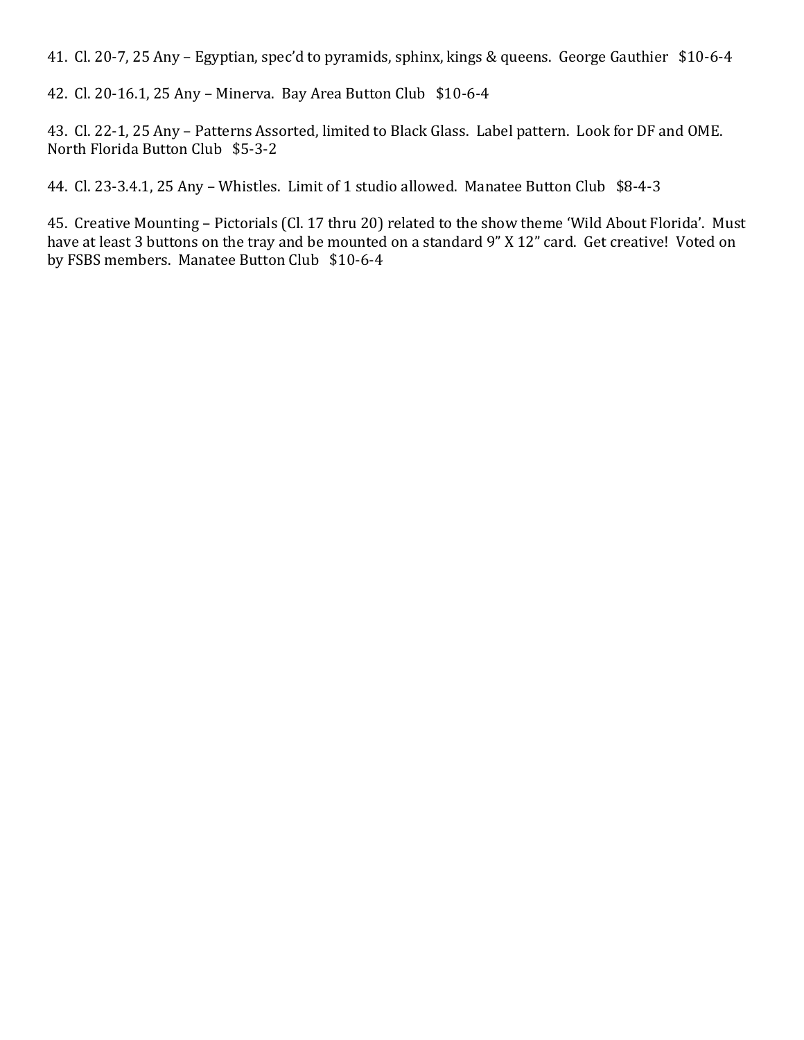41. Cl. 20-7, 25 Any – Egyptian, spec'd to pyramids, sphinx, kings & queens. George Gauthier $10-6-4

42. Cl. 20-16.1, 25 Any – Minerva. Bay Area Button Club $10-6-4

43. Cl. 22-1, 25 Any – Patterns Assorted, limited to Black Glass. Label pattern. Look for DF and OME. North Florida Button Club $5-3-2

44. Cl. 23-3.4.1, 25 Any – Whistles. Limit of 1 studio allowed. Manatee Button Club $8-4-3

45. Creative Mounting – Pictorials (Cl. 17 thru 20) related to the show theme 'Wild About Florida'. Must have at least 3 buttons on the tray and be mounted on a standard 9" X 12" card. Get creative! Voted on by FSBS members. Manatee Button Club $10-6-4